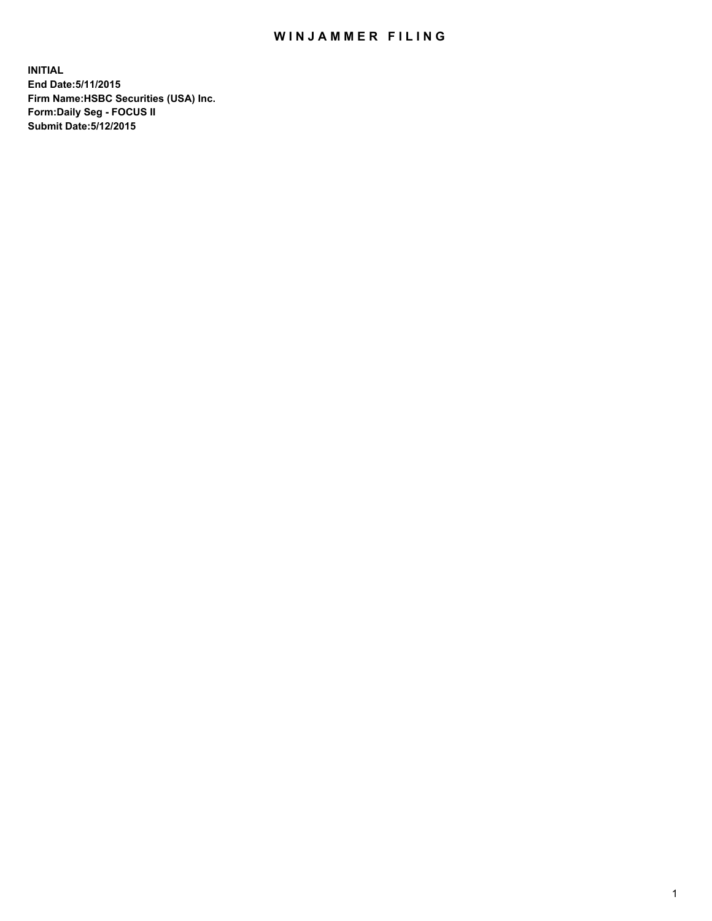# WINJAMMER FILING

**INITIAL**
**End Date:5/11/2015**
**Firm Name:HSBC Securities (USA) Inc.**
**Form:Daily Seg - FOCUS II**
**Submit Date:5/12/2015**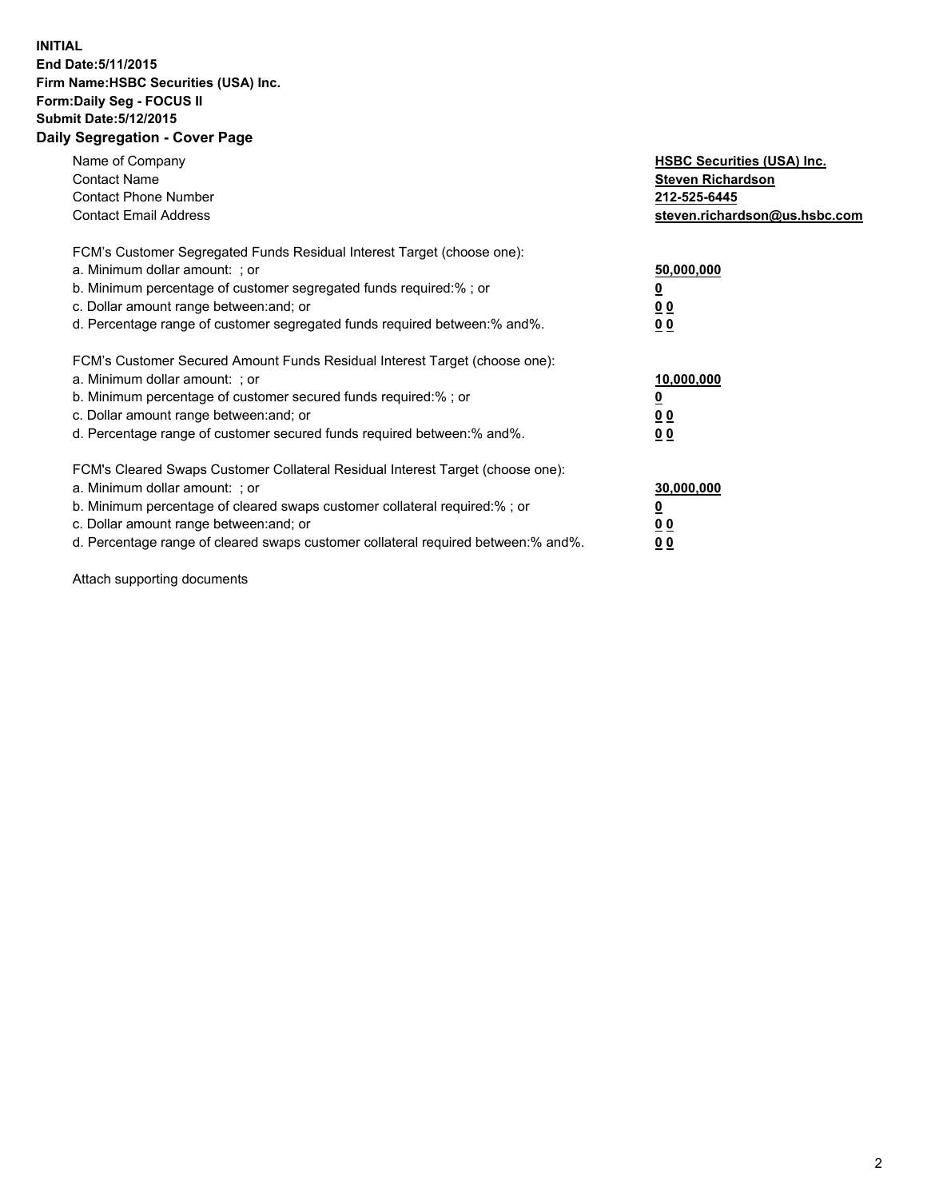**INITIAL**
**End Date:5/11/2015**
**Firm Name:HSBC Securities (USA) Inc.**
**Form:Daily Seg - FOCUS II**
**Submit Date:5/12/2015**

## Daily Segregation - Cover Page

| | |
|---|---|
| Name of Company | **HSBC Securities (USA) Inc.** |
| Contact Name | **Steven Richardson** |
| Contact Phone Number | **212-525-6445** |
| Contact Email Address | **steven.richardson@us.hsbc.com** |
| FCM's Customer Segregated Funds Residual Interest Target (choose one): | |
| a. Minimum dollar amount: ; or | **50,000,000** |
| b. Minimum percentage of customer segregated funds required:% ; or | **0** |
| c. Dollar amount range between:and; or | **0 0** |
| d. Percentage range of customer segregated funds required between:% and%. | **0 0** |
| FCM's Customer Secured Amount Funds Residual Interest Target (choose one): | |
| a. Minimum dollar amount: ; or | **10,000,000** |
| b. Minimum percentage of customer secured funds required:% ; or | **0** |
| c. Dollar amount range between:and; or | **0 0** |
| d. Percentage range of customer secured funds required between:% and%. | **0 0** |
| FCM's Cleared Swaps Customer Collateral Residual Interest Target (choose one): | |
| a. Minimum dollar amount: ; or | **30,000,000** |
| b. Minimum percentage of cleared swaps customer collateral required:% ; or | **0** |
| c. Dollar amount range between:and; or | **0 0** |
| d. Percentage range of cleared swaps customer collateral required between:% and%. | **0 0** |

Attach supporting documents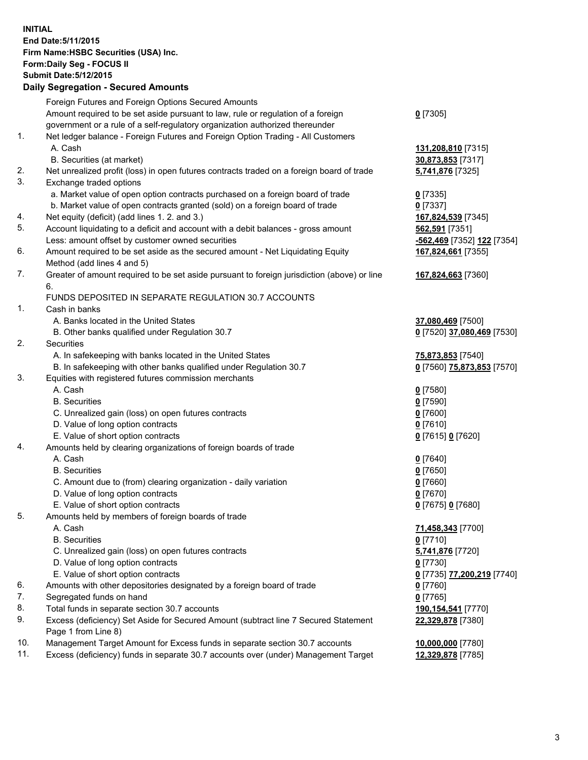**INITIAL**
**End Date:5/11/2015**
**Firm Name:HSBC Securities (USA) Inc.**
**Form:Daily Seg - FOCUS II**
**Submit Date:5/12/2015**

## Daily Segregation - Secured Amounts

| | | |
|---|---|---|
| | Foreign Futures and Foreign Options Secured Amounts | |
| | Amount required to be set aside pursuant to law, rule or regulation of a foreign government or a rule of a self-regulatory organization authorized thereunder | **0** [7305] |
| 1. | Net ledger balance - Foreign Futures and Foreign Option Trading - All Customers | |
| | A. Cash | **131,208,810** [7315] |
| | B. Securities (at market) | **30,873,853** [7317] |
| 2. | Net unrealized profit (loss) in open futures contracts traded on a foreign board of trade | **5,741,876** [7325] |
| 3. | Exchange traded options | |
| | a. Market value of open option contracts purchased on a foreign board of trade | **0** [7335] |
| | b. Market value of open contracts granted (sold) on a foreign board of trade | **0** [7337] |
| 4. | Net equity (deficit) (add lines 1. 2. and 3.) | **167,824,539** [7345] |
| 5. | Account liquidating to a deficit and account with a debit balances - gross amount | **562,591** [7351] |
| | Less: amount offset by customer owned securities | **-562,469** [7352] **122** [7354] |
| 6. | Amount required to be set aside as the secured amount - Net Liquidating Equity Method (add lines 4 and 5) | **167,824,661** [7355] |
| 7. | Greater of amount required to be set aside pursuant to foreign jurisdiction (above) or line 6. | **167,824,663** [7360] |
| | FUNDS DEPOSITED IN SEPARATE REGULATION 30.7 ACCOUNTS | |
| 1. | Cash in banks | |
| | A. Banks located in the United States | **37,080,469** [7500] |
| | B. Other banks qualified under Regulation 30.7 | **0** [7520] **37,080,469** [7530] |
| 2. | Securities | |
| | A. In safekeeping with banks located in the United States | **75,873,853** [7540] |
| | B. In safekeeping with other banks qualified under Regulation 30.7 | **0** [7560] **75,873,853** [7570] |
| 3. | Equities with registered futures commission merchants | |
| | A. Cash | **0** [7580] |
| | B. Securities | **0** [7590] |
| | C. Unrealized gain (loss) on open futures contracts | **0** [7600] |
| | D. Value of long option contracts | **0** [7610] |
| | E. Value of short option contracts | **0** [7615] **0** [7620] |
| 4. | Amounts held by clearing organizations of foreign boards of trade | |
| | A. Cash | **0** [7640] |
| | B. Securities | **0** [7650] |
| | C. Amount due to (from) clearing organization - daily variation | **0** [7660] |
| | D. Value of long option contracts | **0** [7670] |
| | E. Value of short option contracts | **0** [7675] **0** [7680] |
| 5. | Amounts held by members of foreign boards of trade | |
| | A. Cash | **71,458,343** [7700] |
| | B. Securities | **0** [7710] |
| | C. Unrealized gain (loss) on open futures contracts | **5,741,876** [7720] |
| | D. Value of long option contracts | **0** [7730] |
| | E. Value of short option contracts | **0** [7735] **77,200,219** [7740] |
| 6. | Amounts with other depositories designated by a foreign board of trade | **0** [7760] |
| 7. | Segregated funds on hand | **0** [7765] |
| 8. | Total funds in separate section 30.7 accounts | **190,154,541** [7770] |
| 9. | Excess (deficiency) Set Aside for Secured Amount (subtract line 7 Secured Statement Page 1 from Line 8) | **22,329,878** [7380] |
| 10. | Management Target Amount for Excess funds in separate section 30.7 accounts | **10,000,000** [7780] |
| 11. | Excess (deficiency) funds in separate 30.7 accounts over (under) Management Target | **12,329,878** [7785] |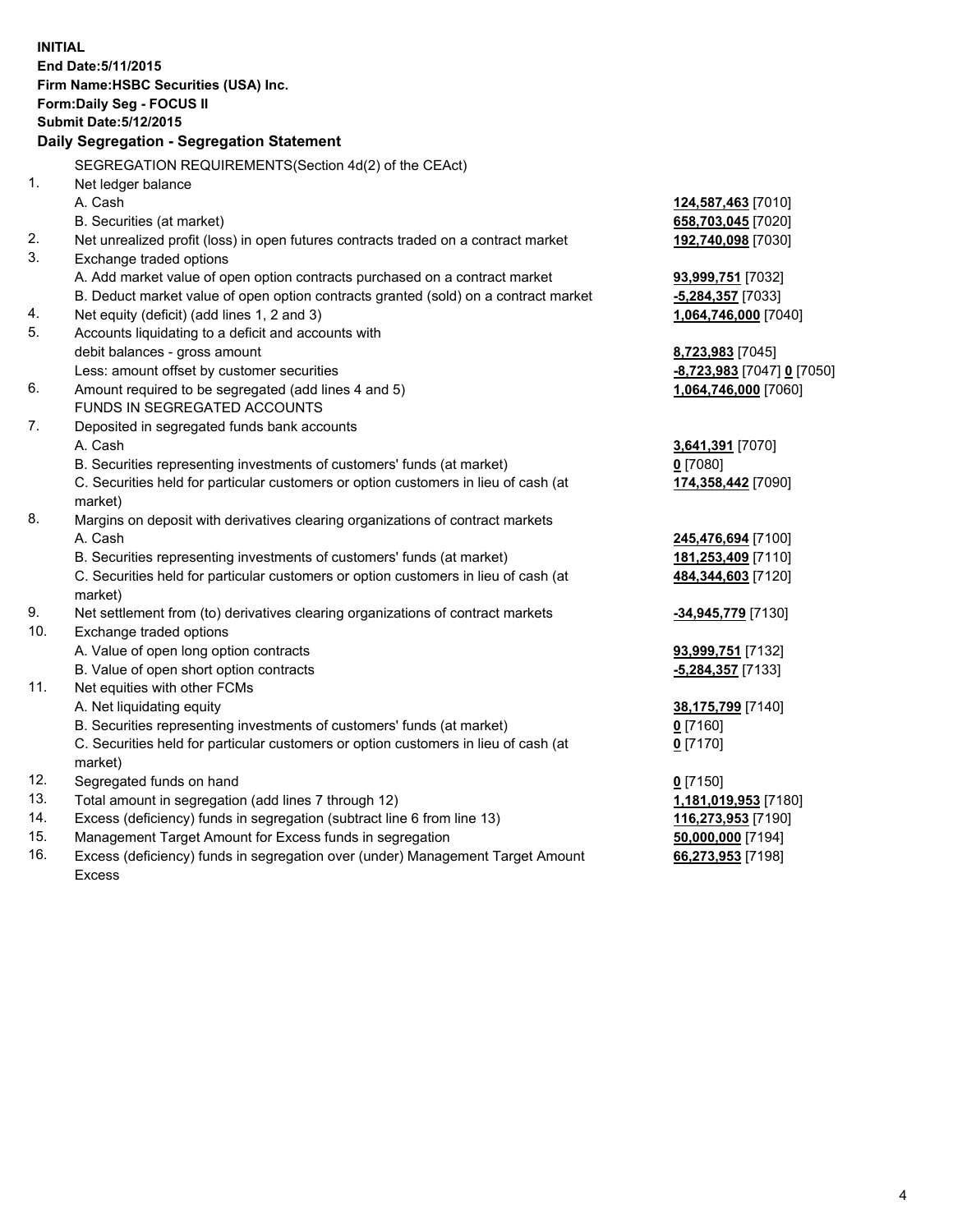**INITIAL**
**End Date:5/11/2015**
**Firm Name:HSBC Securities (USA) Inc.**
**Form:Daily Seg - FOCUS II**
**Submit Date:5/12/2015**

**Daily Segregation - Segregation Statement**

SEGREGATION REQUIREMENTS(Section 4d(2) of the CEAct)

| | | |
|---|---|---|
| 1. | Net ledger balance | |
| | A. Cash | **124,587,463** [7010] |
| | B. Securities (at market) | **658,703,045** [7020] |
| 2. | Net unrealized profit (loss) in open futures contracts traded on a contract market | **192,740,098** [7030] |
| 3. | Exchange traded options | |
| | A. Add market value of open option contracts purchased on a contract market | **93,999,751** [7032] |
| | B. Deduct market value of open option contracts granted (sold) on a contract market | **-5,284,357** [7033] |
| 4. | Net equity (deficit) (add lines 1, 2 and 3) | **1,064,746,000** [7040] |
| 5. | Accounts liquidating to a deficit and accounts with | |
| | debit balances - gross amount | **8,723,983** [7045] |
| | Less: amount offset by customer securities | **-8,723,983** [7047] **0** [7050] |
| 6. | Amount required to be segregated (add lines 4 and 5) | **1,064,746,000** [7060] |
| | FUNDS IN SEGREGATED ACCOUNTS | |
| 7. | Deposited in segregated funds bank accounts | |
| | A. Cash | **3,641,391** [7070] |
| | B. Securities representing investments of customers' funds (at market) | **0** [7080] |
| | C. Securities held for particular customers or option customers in lieu of cash (at market) | **174,358,442** [7090] |
| 8. | Margins on deposit with derivatives clearing organizations of contract markets | |
| | A. Cash | **245,476,694** [7100] |
| | B. Securities representing investments of customers' funds (at market) | **181,253,409** [7110] |
| | C. Securities held for particular customers or option customers in lieu of cash (at market) | **484,344,603** [7120] |
| 9. | Net settlement from (to) derivatives clearing organizations of contract markets | **-34,945,779** [7130] |
| 10. | Exchange traded options | |
| | A. Value of open long option contracts | **93,999,751** [7132] |
| | B. Value of open short option contracts | **-5,284,357** [7133] |
| 11. | Net equities with other FCMs | |
| | A. Net liquidating equity | **38,175,799** [7140] |
| | B. Securities representing investments of customers' funds (at market) | **0** [7160] |
| | C. Securities held for particular customers or option customers in lieu of cash (at market) | **0** [7170] |
| 12. | Segregated funds on hand | **0** [7150] |
| 13. | Total amount in segregation (add lines 7 through 12) | **1,181,019,953** [7180] |
| 14. | Excess (deficiency) funds in segregation (subtract line 6 from line 13) | **116,273,953** [7190] |
| 15. | Management Target Amount for Excess funds in segregation | **50,000,000** [7194] |
| 16. | Excess (deficiency) funds in segregation over (under) Management Target Amount Excess | **66,273,953** [7198] |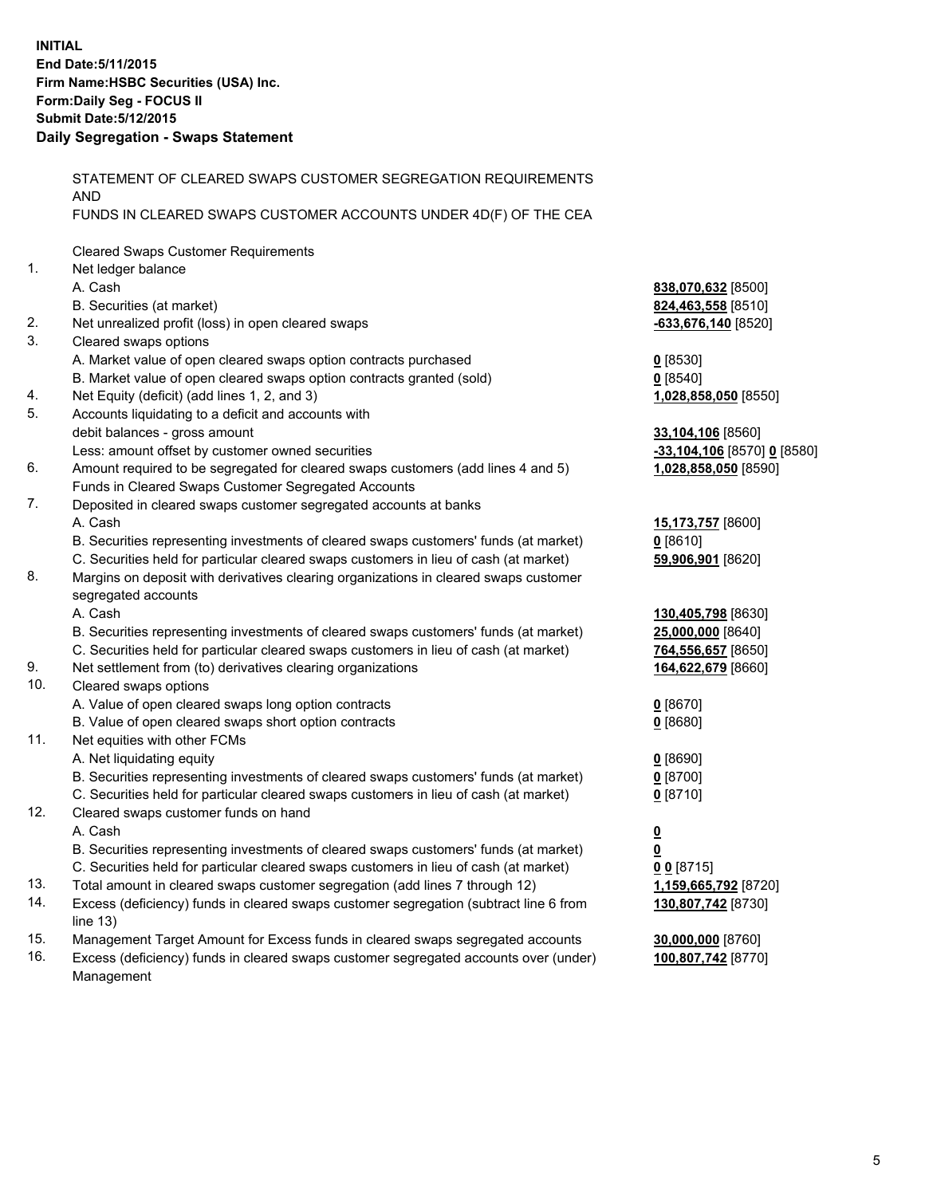**INITIAL**
**End Date:5/11/2015**
**Firm Name:HSBC Securities (USA) Inc.**
**Form:Daily Seg - FOCUS II**
**Submit Date:5/12/2015**
**Daily Segregation - Swaps Statement**

STATEMENT OF CLEARED SWAPS CUSTOMER SEGREGATION REQUIREMENTS AND FUNDS IN CLEARED SWAPS CUSTOMER ACCOUNTS UNDER 4D(F) OF THE CEA

| | | |
|---|---|---|
| | Cleared Swaps Customer Requirements | |
| 1. | Net ledger balance | |
| | A. Cash | **838,070,632** [8500] |
| | B. Securities (at market) | **824,463,558** [8510] |
| 2. | Net unrealized profit (loss) in open cleared swaps | **-633,676,140** [8520] |
| 3. | Cleared swaps options | |
| | A. Market value of open cleared swaps option contracts purchased | **0** [8530] |
| | B. Market value of open cleared swaps option contracts granted (sold) | **0** [8540] |
| 4. | Net Equity (deficit) (add lines 1, 2, and 3) | **1,028,858,050** [8550] |
| 5. | Accounts liquidating to a deficit and accounts with debit balances - gross amount | **33,104,106** [8560] |
| | Less: amount offset by customer owned securities | **-33,104,106** [8570] **0** [8580] |
| 6. | Amount required to be segregated for cleared swaps customers (add lines 4 and 5) | **1,028,858,050** [8590] |
| | Funds in Cleared Swaps Customer Segregated Accounts | |
| 7. | Deposited in cleared swaps customer segregated accounts at banks | |
| | A. Cash | **15,173,757** [8600] |
| | B. Securities representing investments of cleared swaps customers' funds (at market) | **0** [8610] |
| | C. Securities held for particular cleared swaps customers in lieu of cash (at market) | **59,906,901** [8620] |
| 8. | Margins on deposit with derivatives clearing organizations in cleared swaps customer segregated accounts | |
| | A. Cash | **130,405,798** [8630] |
| | B. Securities representing investments of cleared swaps customers' funds (at market) | **25,000,000** [8640] |
| | C. Securities held for particular cleared swaps customers in lieu of cash (at market) | **764,556,657** [8650] |
| 9. | Net settlement from (to) derivatives clearing organizations | **164,622,679** [8660] |
| 10. | Cleared swaps options | |
| | A. Value of open cleared swaps long option contracts | **0** [8670] |
| | B. Value of open cleared swaps short option contracts | **0** [8680] |
| 11. | Net equities with other FCMs | |
| | A. Net liquidating equity | **0** [8690] |
| | B. Securities representing investments of cleared swaps customers' funds (at market) | **0** [8700] |
| | C. Securities held for particular cleared swaps customers in lieu of cash (at market) | **0** [8710] |
| 12. | Cleared swaps customer funds on hand | |
| | A. Cash | **0** |
| | B. Securities representing investments of cleared swaps customers' funds (at market) | **0** |
| | C. Securities held for particular cleared swaps customers in lieu of cash (at market) | **0** **0** [8715] |
| 13. | Total amount in cleared swaps customer segregation (add lines 7 through 12) | **1,159,665,792** [8720] |
| 14. | Excess (deficiency) funds in cleared swaps customer segregation (subtract line 6 from line 13) | **130,807,742** [8730] |
| 15. | Management Target Amount for Excess funds in cleared swaps segregated accounts | **30,000,000** [8760] |
| 16. | Excess (deficiency) funds in cleared swaps customer segregated accounts over (under) Management | **100,807,742** [8770] |